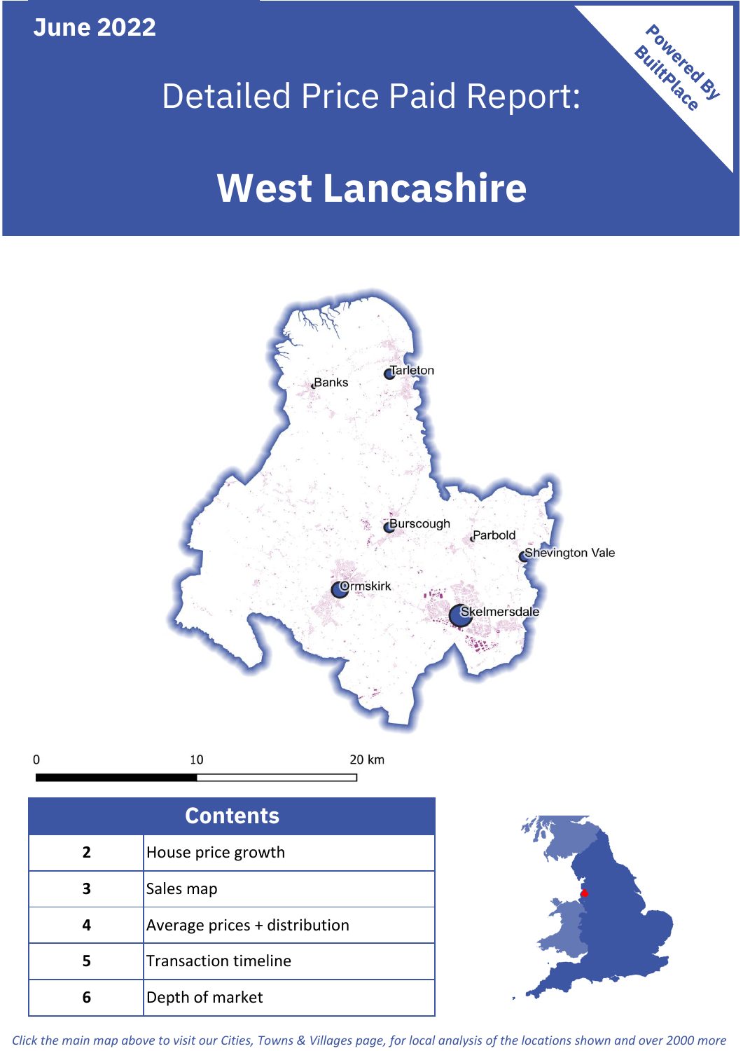June 2022

Powered By BuiltPlace

# Detailed Price Paid Report:

# West Lancashire

Tarleton

Banks

Burscough

Parbold

Shevington Vale

Ormskirk

Skelmersdale

0 10 20 km

| Contents | |
|---|---|
| 2 | House price growth |
| 3 | Sales map |
| 4 | Average prices + distribution |
| 5 | Transaction timeline |
| 6 | Depth of market |

*Click the main map above to visit our Cities, Towns & Villages page, for local analysis of the locations shown and over 2000 more*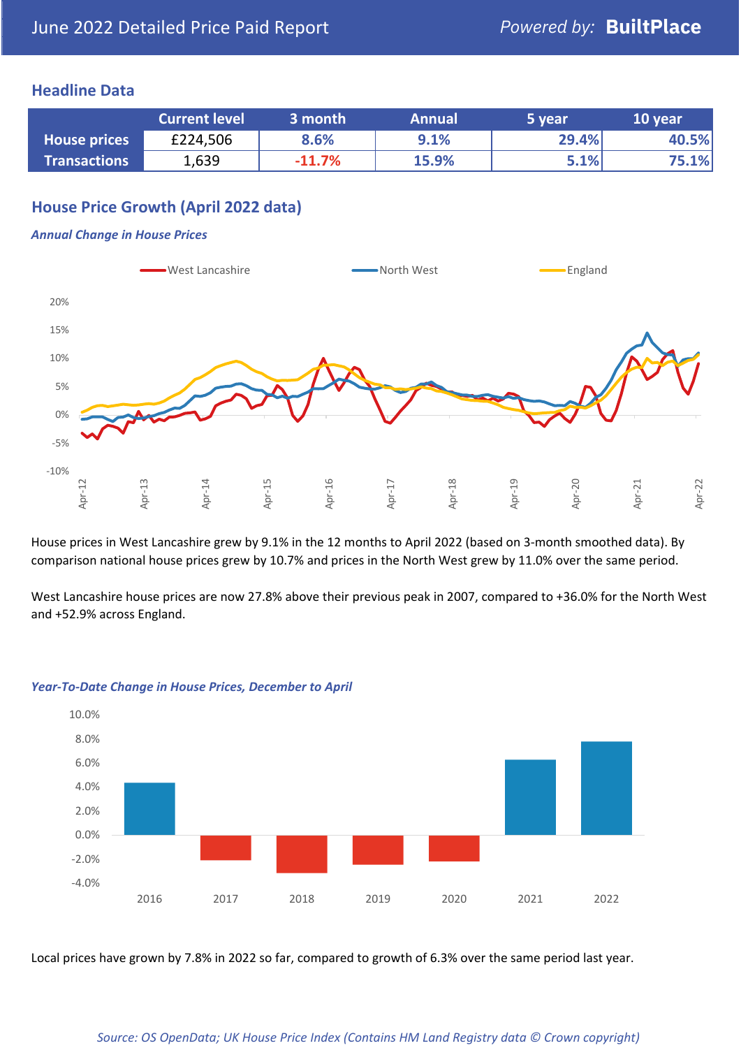# June 2022 Detailed Price Paid Report

*Powered by:* **BuiltPlace**

## Headline Data

| | Current level | 3 month | Annual | 5 year | 10 year |
|---|---|---|---|---|---|
| **House prices** | £224,506 | 8.6% | 9.1% | 29.4% | 40.5% |
| **Transactions** | 1,639 | -11.7% | 15.9% | 5.1% | 75.1% |

## House Price Growth (April 2022 data)

***Annual Change in House Prices***

House prices in West Lancashire grew by 9.1% in the 12 months to April 2022 (based on 3-month smoothed data). By comparison national house prices grew by 10.7% and prices in the North West grew by 11.0% over the same period.

West Lancashire house prices are now 27.8% above their previous peak in 2007, compared to +36.0% for the North West and +52.9% across England.

***Year-To-Date Change in House Prices, December to April***

Local prices have grown by 7.8% in 2022 so far, compared to growth of 6.3% over the same period last year.

*Source: OS OpenData; UK House Price Index (Contains HM Land Registry data © Crown copyright)*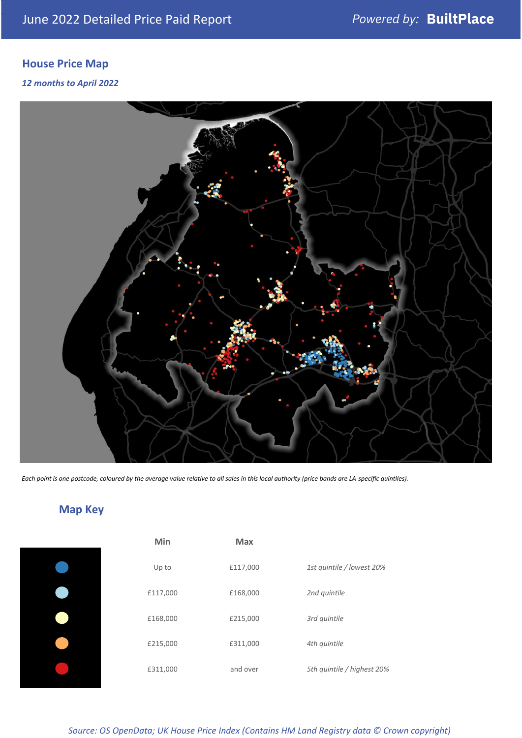# June 2022 Detailed Price Paid Report

Powered by: **BuiltPlace**

## House Price Map

*12 months to April 2022*

*Each point is one postcode, coloured by the average value relative to all sales in this local authority (price bands are LA-specific quintiles).*

## Map Key

| | Min | Max | |
|---|---|---|---|
| | Up to | £117,000 | *1st quintile / lowest 20%* |
| | £117,000 | £168,000 | *2nd quintile* |
| | £168,000 | £215,000 | *3rd quintile* |
| | £215,000 | £311,000 | *4th quintile* |
| | £311,000 | and over | *5th quintile / highest 20%* |

*Source: OS OpenData; UK House Price Index (Contains HM Land Registry data © Crown copyright)*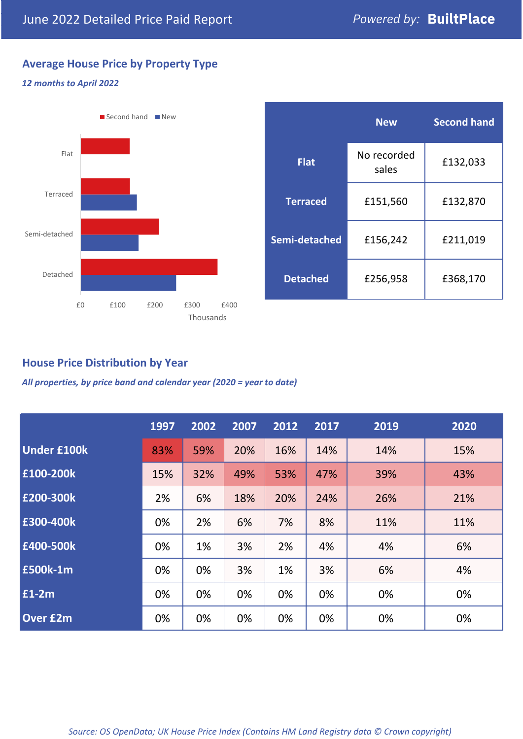June 2022 Detailed Price Paid Report

Powered by: **BuiltPlace**

## Average House Price by Property Type

*12 months to April 2022*

Second hand ■ New ■

Flat

Terraced

Semi-detached

Detached

£0 £100 £200 £300 £400

Thousands

| | New | Second hand |
|---|---|---|
| **Flat** | No recorded sales | £132,033 |
| **Terraced** | £151,560 | £132,870 |
| **Semi-detached** | £156,242 | £211,019 |
| **Detached** | £256,958 | £368,170 |

## House Price Distribution by Year

*All properties, by price band and calendar year (2020 = year to date)*

| | 1997 | 2002 | 2007 | 2012 | 2017 | 2019 | 2020 |
|---|---|---|---|---|---|---|---|
| **Under £100k** | 83% | 59% | 20% | 16% | 14% | 14% | 15% |
| **£100-200k** | 15% | 32% | 49% | 53% | 47% | 39% | 43% |
| **£200-300k** | 2% | 6% | 18% | 20% | 24% | 26% | 21% |
| **£300-400k** | 0% | 2% | 6% | 7% | 8% | 11% | 11% |
| **£400-500k** | 0% | 1% | 3% | 2% | 4% | 4% | 6% |
| **£500k-1m** | 0% | 0% | 3% | 1% | 3% | 6% | 4% |
| **£1-2m** | 0% | 0% | 0% | 0% | 0% | 0% | 0% |
| **Over £2m** | 0% | 0% | 0% | 0% | 0% | 0% | 0% |

*Source: OS OpenData; UK House Price Index (Contains HM Land Registry data © Crown copyright)*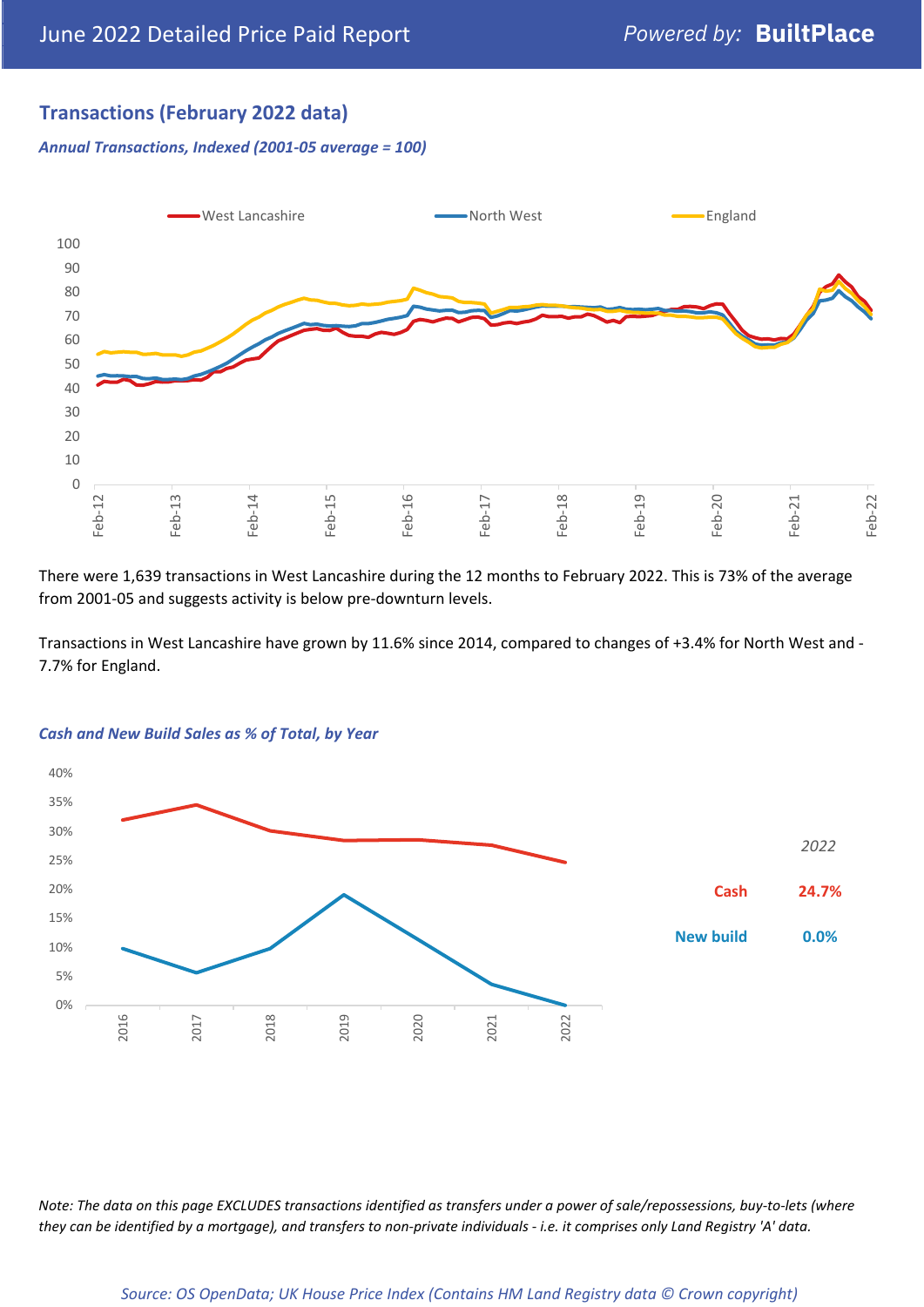## Transactions (February 2022 data)

*Annual Transactions, Indexed (2001-05 average = 100)*

There were 1,639 transactions in West Lancashire during the 12 months to February 2022. This is 73% of the average from 2001-05 and suggests activity is below pre-downturn levels.

Transactions in West Lancashire have grown by 11.6% since 2014, compared to changes of +3.4% for North West and -7.7% for England.

*Cash and New Build Sales as % of Total, by Year*

| 2022 | |
|---|---|
| Cash | 24.7% |
| New build | 0.0% |

*Note: The data on this page EXCLUDES transactions identified as transfers under a power of sale/repossessions, buy-to-lets (where they can be identified by a mortgage), and transfers to non-private individuals - i.e. it comprises only Land Registry 'A' data.*

*Source: OS OpenData; UK House Price Index (Contains HM Land Registry data © Crown copyright)*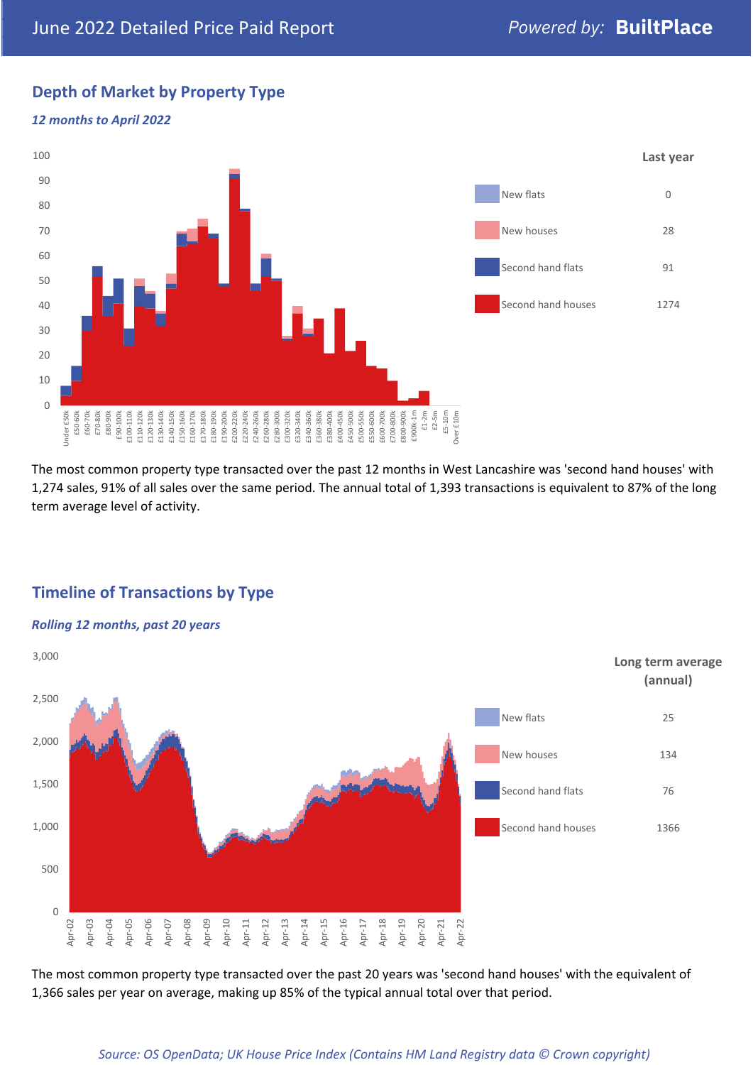June 2022 Detailed Price Paid Report

Powered by: **BuiltPlace**

## Depth of Market by Property Type

*12 months to April 2022*

100
90
80
70
60
50
40
30
20
10
0

Under £50k, £50-60k, £60-70k, £70-80k, £80-90k, £90-100k, £100-110k, £110-120k, £120-130k, £130-140k, £140-150k, £150-160k, £160-170k, £170-180k, £180-190k, £190-200k, £200-220k, £220-240k, £240-260k, £260-280k, £280-300k, £300-320k, £320-340k, £340-360k, £360-380k, £380-400k, £400-450k, £450-500k, £500-550k, £550-600k, £600-700k, £700-800k, £800-900k, £900k-1m, £1-2m, £2-5m, £5-10m, Over £10m

Last year

New flats 0
New houses 28
Second hand flats 91
Second hand houses 1274

The most common property type transacted over the past 12 months in West Lancashire was 'second hand houses' with 1,274 sales, 91% of all sales over the same period. The annual total of 1,393 transactions is equivalent to 87% of the long term average level of activity.

## Timeline of Transactions by Type

*Rolling 12 months, past 20 years*

3,000
2,500
2,000
1,500
1,000
500
0

Apr-02, Apr-03, Apr-04, Apr-05, Apr-06, Apr-07, Apr-08, Apr-09, Apr-10, Apr-11, Apr-12, Apr-13, Apr-14, Apr-15, Apr-16, Apr-17, Apr-18, Apr-19, Apr-20, Apr-21, Apr-22

Long term average (annual)

New flats 25
New houses 134
Second hand flats 76
Second hand houses 1366

The most common property type transacted over the past 20 years was 'second hand houses' with the equivalent of 1,366 sales per year on average, making up 85% of the typical annual total over that period.

*Source: OS OpenData; UK House Price Index (Contains HM Land Registry data © Crown copyright)*